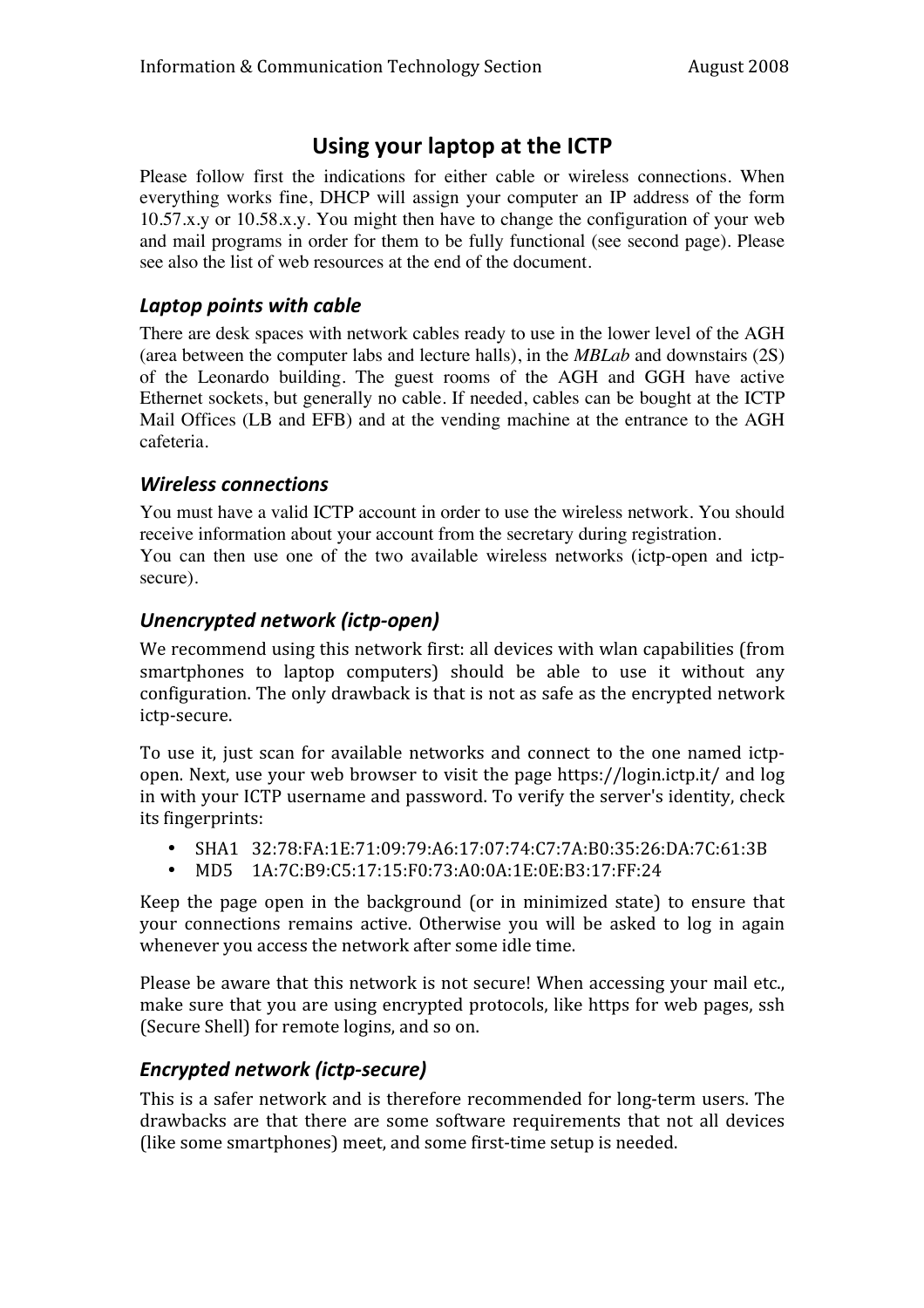# Using your laptop at the ICTP

Please follow first the indications for either cable or wireless connections. When everything works fine, DHCP will assign your computer an IP address of the form 10.57.x.y or 10.58.x.y. You might then have to change the configuration of your web and mail programs in order for them to be fully functional (see second page). Please see also the list of web resources at the end of the document.

### *Laptop points with cable*

There are desk spaces with network cables ready to use in the lower level of the AGH (area between the computer labs and lecture halls), in the *MBLab* and downstairs (2S) of the Leonardo building. The guest rooms of the AGH and GGH have active Ethernet sockets, but generally no cable. If needed, cables can be bought at the ICTP Mail Offices (LB and EFB) and at the vending machine at the entrance to the AGH cafeteria.

### *Wireless connections*

You must have a valid ICTP account in order to use the wireless network. You should receive information about your account from the secretary during registration.
You can then use one of the two available wireless networks (ictp-open and ictp-secure).

### *Unencrypted network (ictp-open)*

We recommend using this network first: all devices with wlan capabilities (from smartphones to laptop computers) should be able to use it without any configuration. The only drawback is that is not as safe as the encrypted network ictp-secure.

To use it, just scan for available networks and connect to the one named ictp-open. Next, use your web browser to visit the page https://login.ictp.it/ and log in with your ICTP username and password. To verify the server's identity, check its fingerprints:

- SHA1 32:78:FA:1E:71:09:79:A6:17:07:74:C7:7A:B0:35:26:DA:7C:61:3B
- MD5 1A:7C:B9:C5:17:15:F0:73:A0:0A:1E:0E:B3:17:FF:24

Keep the page open in the background (or in minimized state) to ensure that your connections remains active. Otherwise you will be asked to log in again whenever you access the network after some idle time.

Please be aware that this network is not secure! When accessing your mail etc., make sure that you are using encrypted protocols, like https for web pages, ssh (Secure Shell) for remote logins, and so on.

### *Encrypted network (ictp-secure)*

This is a safer network and is therefore recommended for long-term users. The drawbacks are that there are some software requirements that not all devices (like some smartphones) meet, and some first-time setup is needed.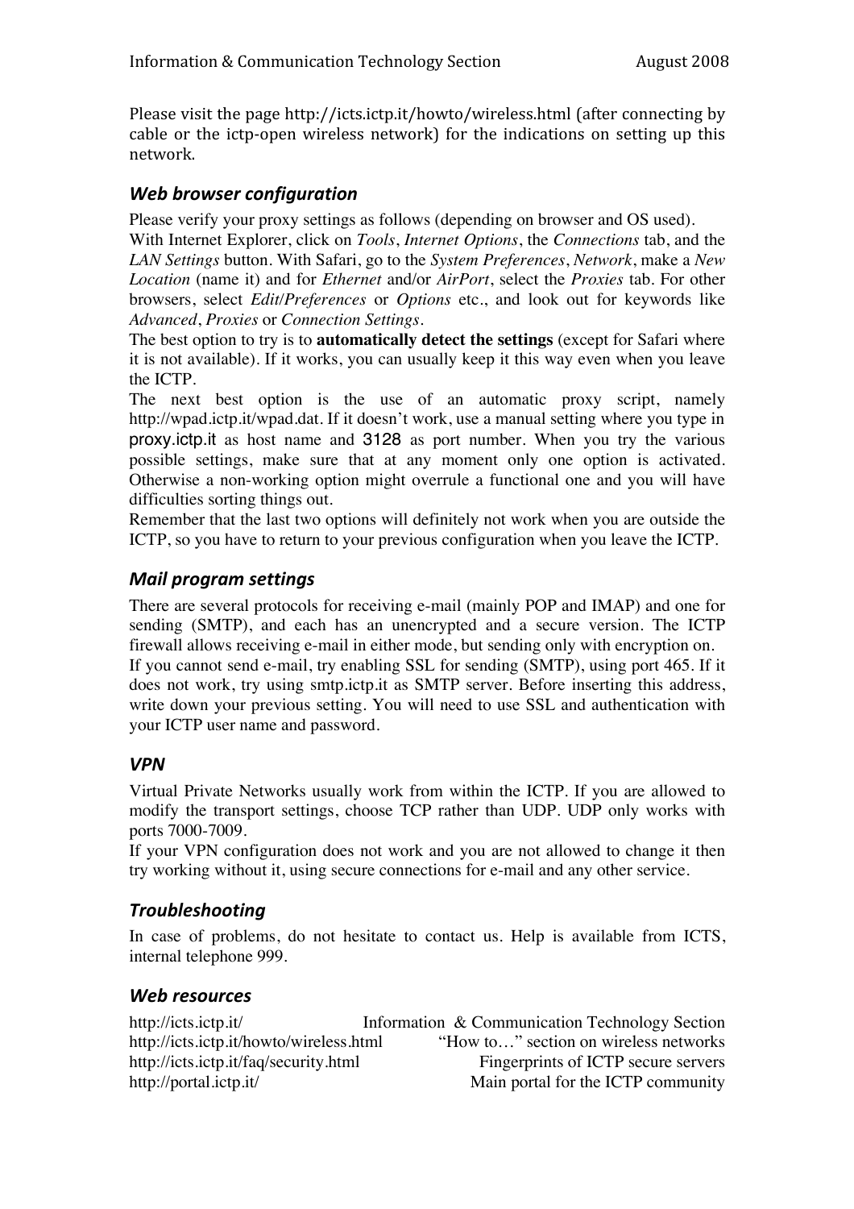Please visit the page http://icts.ictp.it/howto/wireless.html (after connecting by cable or the ictp-open wireless network) for the indications on setting up this network.

### *Web browser configuration*

Please verify your proxy settings as follows (depending on browser and OS used).
With Internet Explorer, click on *Tools*, *Internet Options*, the *Connections* tab, and the *LAN Settings* button. With Safari, go to the *System Preferences*, *Network*, make a *New Location* (name it) and for *Ethernet* and/or *AirPort*, select the *Proxies* tab. For other browsers, select *Edit/Preferences* or *Options* etc., and look out for keywords like *Advanced*, *Proxies* or *Connection Settings*.
The best option to try is to **automatically detect the settings** (except for Safari where it is not available). If it works, you can usually keep it this way even when you leave the ICTP.
The next best option is the use of an automatic proxy script, namely http://wpad.ictp.it/wpad.dat. If it doesn't work, use a manual setting where you type in proxy.ictp.it as host name and 3128 as port number. When you try the various possible settings, make sure that at any moment only one option is activated. Otherwise a non-working option might overrule a functional one and you will have difficulties sorting things out.
Remember that the last two options will definitely not work when you are outside the ICTP, so you have to return to your previous configuration when you leave the ICTP.

### *Mail program settings*

There are several protocols for receiving e-mail (mainly POP and IMAP) and one for sending (SMTP), and each has an unencrypted and a secure version. The ICTP firewall allows receiving e-mail in either mode, but sending only with encryption on.
If you cannot send e-mail, try enabling SSL for sending (SMTP), using port 465. If it does not work, try using smtp.ictp.it as SMTP server. Before inserting this address, write down your previous setting. You will need to use SSL and authentication with your ICTP user name and password.

### *VPN*

Virtual Private Networks usually work from within the ICTP. If you are allowed to modify the transport settings, choose TCP rather than UDP. UDP only works with ports 7000-7009.
If your VPN configuration does not work and you are not allowed to change it then try working without it, using secure connections for e-mail and any other service.

### *Troubleshooting*

In case of problems, do not hesitate to contact us. Help is available from ICTS, internal telephone 999.

### *Web resources*

| | |
|---|---|
| http://icts.ictp.it/ | Information & Communication Technology Section |
| http://icts.ictp.it/howto/wireless.html | "How to…" section on wireless networks |
| http://icts.ictp.it/faq/security.html | Fingerprints of ICTP secure servers |
| http://portal.ictp.it/ | Main portal for the ICTP community |